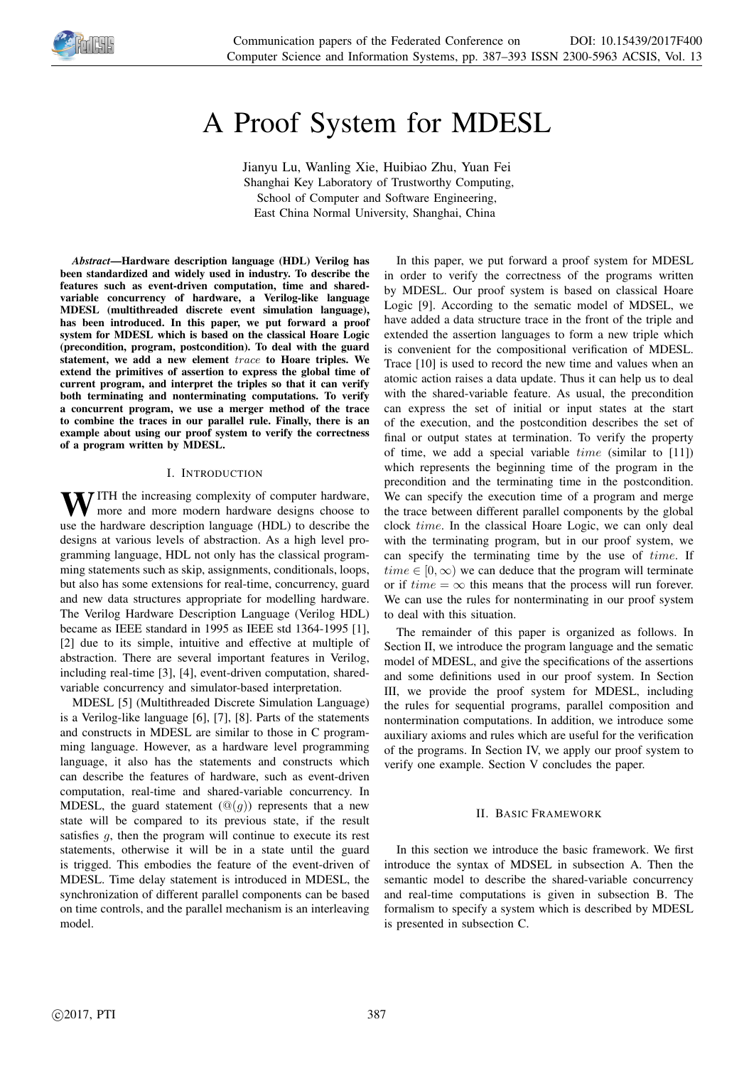# A Proof System for MDESL

Jianyu Lu, Wanling Xie, Huibiao Zhu, Yuan Fei
Shanghai Key Laboratory of Trustworthy Computing,
School of Computer and Software Engineering,
East China Normal University, Shanghai, China

***Abstract*—Hardware description language (HDL) Verilog has been standardized and widely used in industry. To describe the features such as event-driven computation, time and shared-variable concurrency of hardware, a Verilog-like language MDESL (multithreaded discrete event simulation language), has been introduced. In this paper, we put forward a proof system for MDESL which is based on the classical Hoare Logic (precondition, program, postcondition). To deal with the guard statement, we add a new element $trace$ to Hoare triples. We extend the primitives of assertion to express the global time of current program, and interpret the triples so that it can verify both terminating and nonterminating computations. To verify a concurrent program, we use a merger method of the trace to combine the traces in our parallel rule. Finally, there is an example about using our proof system to verify the correctness of a program written by MDESL.**

## I. Introduction

With the increasing complexity of computer hardware, more and more modern hardware designs choose to use the hardware description language (HDL) to describe the designs at various levels of abstraction. As a high level programming language, HDL not only has the classical programming statements such as skip, assignments, conditionals, loops, but also has some extensions for real-time, concurrency, guard and new data structures appropriate for modelling hardware. The Verilog Hardware Description Language (Verilog HDL) became as IEEE standard in 1995 as IEEE std 1364-1995 [1], [2] due to its simple, intuitive and effective at multiple of abstraction. There are several important features in Verilog, including real-time [3], [4], event-driven computation, shared-variable concurrency and simulator-based interpretation.

MDESL [5] (Multithreaded Discrete Simulation Language) is a Verilog-like language [6], [7], [8]. Parts of the statements and constructs in MDESL are similar to those in C programming language. However, as a hardware level programming language, it also has the statements and constructs which can describe the features of hardware, such as event-driven computation, real-time and shared-variable concurrency. In MDESL, the guard statement ($@(g)$) represents that a new state will be compared to its previous state, if the result satisfies $g$, then the program will continue to execute its rest statements, otherwise it will be in a state until the guard is trigged. This embodies the feature of the event-driven of MDESL. Time delay statement is introduced in MDESL, the synchronization of different parallel components can be based on time controls, and the parallel mechanism is an interleaving model.

In this paper, we put forward a proof system for MDESL in order to verify the correctness of the programs written by MDESL. Our proof system is based on classical Hoare Logic [9]. According to the sematic model of MDSEL, we have added a data structure trace in the front of the triple and extended the assertion languages to form a new triple which is convenient for the compositional verification of MDESL. Trace [10] is used to record the new time and values when an atomic action raises a data update. Thus it can help us to deal with the shared-variable feature. As usual, the precondition can express the set of initial or input states at the start of the execution, and the postcondition describes the set of final or output states at termination. To verify the property of time, we add a special variable $time$ (similar to [11]) which represents the beginning time of the program in the precondition and the terminating time in the postcondition. We can specify the execution time of a program and merge the trace between different parallel components by the global clock $time$. In the classical Hoare Logic, we can only deal with the terminating program, but in our proof system, we can specify the terminating time by the use of $time$. If $time \in [0, \infty)$ we can deduce that the program will terminate or if $time = \infty$ this means that the process will run forever. We can use the rules for nonterminating in our proof system to deal with this situation.

The remainder of this paper is organized as follows. In Section II, we introduce the program language and the sematic model of MDESL, and give the specifications of the assertions and some definitions used in our proof system. In Section III, we provide the proof system for MDESL, including the rules for sequential programs, parallel composition and nontermination computations. In addition, we introduce some auxiliary axioms and rules which are useful for the verification of the programs. In Section IV, we apply our proof system to verify one example. Section V concludes the paper.

## II. Basic Framework

In this section we introduce the basic framework. We first introduce the syntax of MDSEL in subsection A. Then the semantic model to describe the shared-variable concurrency and real-time computations is given in subsection B. The formalism to specify a system which is described by MDESL is presented in subsection C.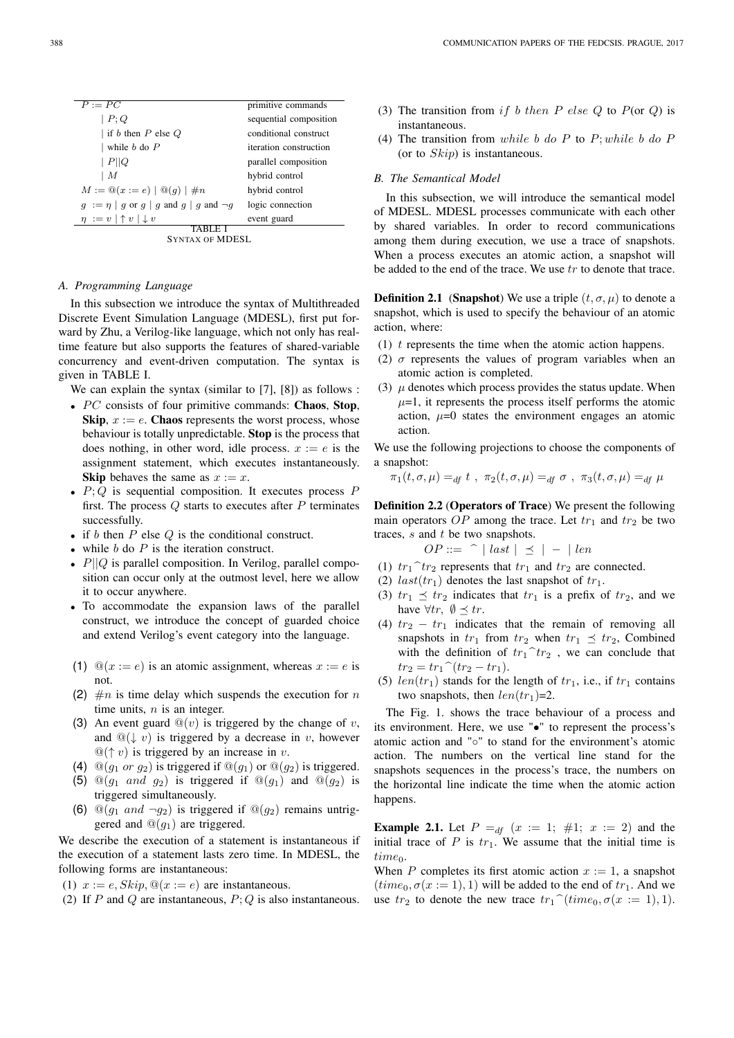| $P := PC$ | primitive commands |
|---|---|
| $\mid P;Q$ | sequential composition |
| $\mid$ if $b$ then $P$ else $Q$ | conditional construct |
| $\mid$ while $b$ do $P$ | iteration construction |
| $\mid P \| Q$ | parallel composition |
| $\mid M$ | hybrid control |
| $M := @(x := e) \mid @(g) \mid \#n$ | hybrid control |
| $g := \eta \mid g$ or $g \mid g$ and $g \mid g$ and $\neg g$ | logic connection |
| $\eta := v \mid \uparrow v \mid \downarrow v$ | event guard |

TABLE I
SYNTAX OF MDESL

### A. Programming Language

In this subsection we introduce the syntax of Multithreaded Discrete Event Simulation Language (MDESL), first put forward by Zhu, a Verilog-like language, which not only has real-time feature but also supports the features of shared-variable concurrency and event-driven computation. The syntax is given in TABLE I.

We can explain the syntax (similar to [7], [8]) as follows :

- $PC$ consists of four primitive commands: **Chaos**, **Stop**, **Skip**, $x := e$. **Chaos** represents the worst process, whose behaviour is totally unpredictable. **Stop** is the process that does nothing, in other word, idle process. $x := e$ is the assignment statement, which executes instantaneously. **Skip** behaves the same as $x := x$.
- $P;Q$ is sequential composition. It executes process $P$ first. The process $Q$ starts to executes after $P$ terminates successfully.
- if $b$ then $P$ else $Q$ is the conditional construct.
- while $b$ do $P$ is the iteration construct.
- $P||Q$ is parallel composition. In Verilog, parallel composition can occur only at the outmost level, here we allow it to occur anywhere.
- To accommodate the expansion laws of the parallel construct, we introduce the concept of guarded choice and extend Verilog's event category into the language.

(1) $@(x := e)$ is an atomic assignment, whereas $x := e$ is not.
(2) $\#n$ is time delay which suspends the execution for $n$ time units, $n$ is an integer.
(3) An event guard $@(v)$ is triggered by the change of $v$, and $@(\downarrow v)$ is triggered by a decrease in $v$, however $@(\uparrow v)$ is triggered by an increase in $v$.
(4) $@(g_1\ or\ g_2)$ is triggered if $@(g_1)$ or $@(g_2)$ is triggered.
(5) $@(g_1\ and\ g_2)$ is triggered if $@(g_1)$ and $@(g_2)$ is triggered simultaneously.
(6) $@(g_1\ and\ \neg g_2)$ is triggered if $@(g_2)$ remains untriggered and $@(g_1)$ are triggered.

We describe the execution of a statement is instantaneous if the execution of a statement lasts zero time. In MDESL, the following forms are instantaneous:

(1) $x := e, Skip, @(x := e)$ are instantaneous.
(2) If $P$ and $Q$ are instantaneous, $P;Q$ is also instantaneous.
(3) The transition from $if\ b\ then\ P\ else\ Q$ to $P$(or $Q$) is instantaneous.
(4) The transition from $while\ b\ do\ P$ to $P; while\ b\ do\ P$ (or to $Skip$) is instantaneous.

### B. The Semantical Model

In this subsection, we will introduce the semantical model of MDESL. MDESL processes communicate with each other by shared variables. In order to record communications among them during execution, we use a trace of snapshots. When a process executes an atomic action, a snapshot will be added to the end of the trace. We use $tr$ to denote that trace.

**Definition 2.1** (**Snapshot**) We use a triple $(t, \sigma, \mu)$ to denote a snapshot, which is used to specify the behaviour of an atomic action, where:

(1) $t$ represents the time when the atomic action happens.
(2) $\sigma$ represents the values of program variables when an atomic action is completed.
(3) $\mu$ denotes which process provides the status update. When $\mu$=1, it represents the process itself performs the atomic action, $\mu$=0 states the environment engages an atomic action.

We use the following projections to choose the components of a snapshot:

$$\pi_1(t, \sigma, \mu) =_{df} t\ ,\ \pi_2(t, \sigma, \mu) =_{df} \sigma\ ,\ \pi_3(t, \sigma, \mu) =_{df} \mu$$

**Definition 2.2** (**Operators of Trace**) We present the following main operators $OP$ among the trace. Let $tr_1$ and $tr_2$ be two traces, $s$ and $t$ be two snapshots.

$$OP ::= \ ^\frown \mid last \mid \preceq \mid - \mid len$$

(1) $tr_1{}^\frown tr_2$ represents that $tr_1$ and $tr_2$ are connected.
(2) $last(tr_1)$ denotes the last snapshot of $tr_1$.
(3) $tr_1 \preceq tr_2$ indicates that $tr_1$ is a prefix of $tr_2$, and we have $\forall tr,\ \emptyset \preceq tr$.
(4) $tr_2 - tr_1$ indicates that the remain of removing all snapshots in $tr_1$ from $tr_2$ when $tr_1 \preceq tr_2$, Combined with the definition of $tr_1{}^\frown tr_2$ , we can conclude that $tr_2 = tr_1{}^\frown(tr_2 - tr_1)$.
(5) $len(tr_1)$ stands for the length of $tr_1$, i.e., if $tr_1$ contains two snapshots, then $len(tr_1)$=2.

The Fig. 1. shows the trace behaviour of a process and its environment. Here, we use "•" to represent the process's atomic action and "∘" to stand for the environment's atomic action. The numbers on the vertical line stand for the snapshots sequences in the process's trace, the numbers on the horizontal line indicate the time when the atomic action happens.

**Example 2.1.** Let $P =_{df} (x := 1;\ \#1;\ x := 2)$ and the initial trace of $P$ is $tr_1$. We assume that the initial time is $time_0$.

When $P$ completes its first atomic action $x := 1$, a snapshot $(time_0, \sigma(x := 1), 1)$ will be added to the end of $tr_1$. And we use $tr_2$ to denote the new trace $tr_1{}^\frown(time_0, \sigma(x := 1), 1)$.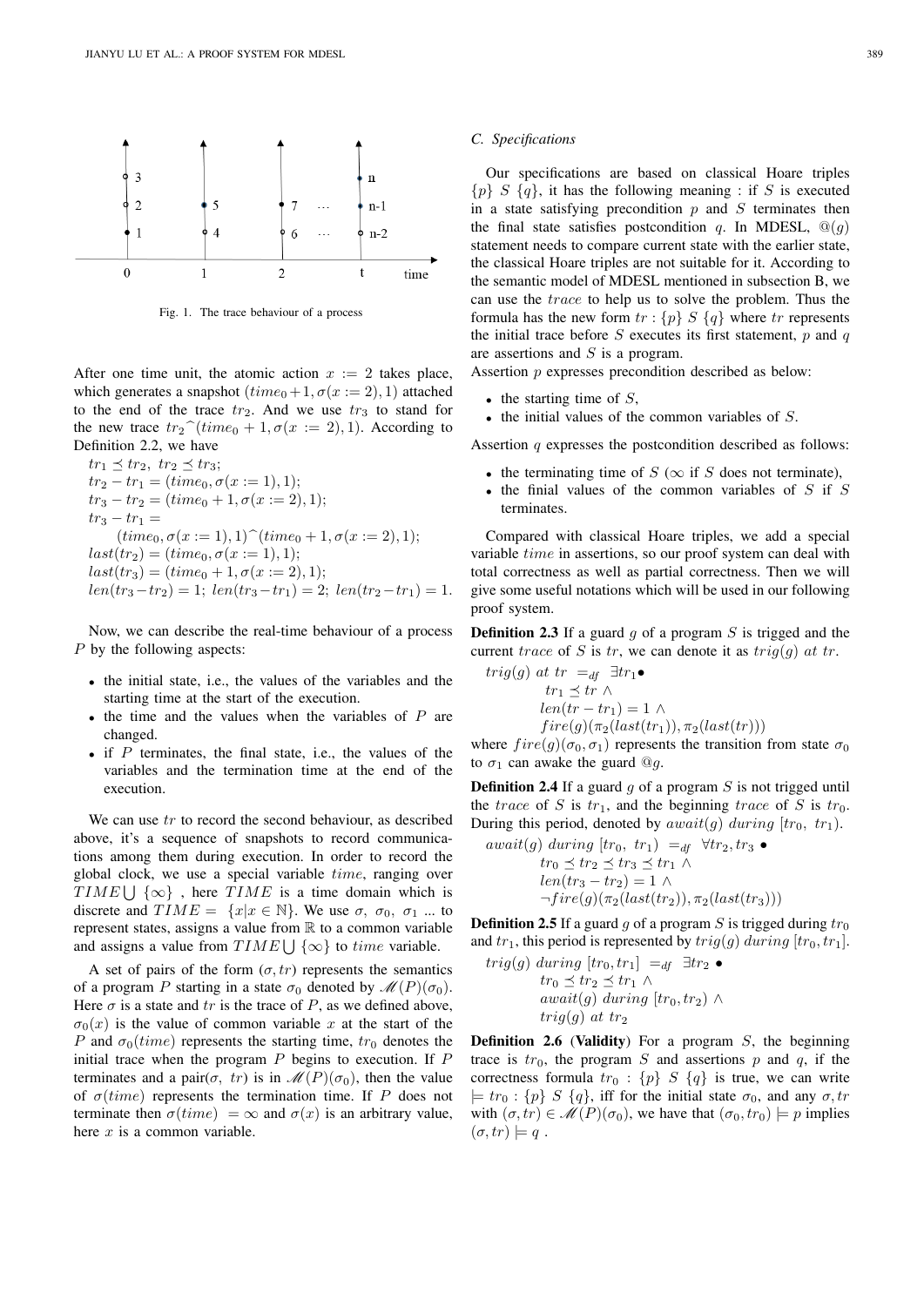Fig. 1. The trace behaviour of a process

After one time unit, the atomic action $x := 2$ takes place, which generates a snapshot $(time_0 + 1, \sigma(x := 2), 1)$ attached to the end of the trace $tr_2$. And we use $tr_3$ to stand for the new trace $tr_2{}^\frown(time_0 + 1, \sigma(x := 2), 1)$. According to Definition 2.2, we have

$tr_1 \preceq tr_2,\ tr_2 \preceq tr_3;$
$tr_2 - tr_1 = (time_0, \sigma(x := 1), 1);$
$tr_3 - tr_2 = (time_0 + 1, \sigma(x := 2), 1);$
$tr_3 - tr_1 = (time_0, \sigma(x := 1), 1)^\frown(time_0 + 1, \sigma(x := 2), 1);$
$last(tr_2) = (time_0, \sigma(x := 1), 1);$
$last(tr_3) = (time_0 + 1, \sigma(x := 2), 1);$
$len(tr_3 - tr_2) = 1;\ len(tr_3 - tr_1) = 2;\ len(tr_2 - tr_1) = 1.$

Now, we can describe the real-time behaviour of a process $P$ by the following aspects:

- the initial state, i.e., the values of the variables and the starting time at the start of the execution.
- the time and the values when the variables of $P$ are changed.
- if $P$ terminates, the final state, i.e., the values of the variables and the termination time at the end of the execution.

We can use $tr$ to record the second behaviour, as described above, it's a sequence of snapshots to record communications among them during execution. In order to record the global clock, we use a special variable $time$, ranging over $TIME \bigcup \{\infty\}$ , here $TIME$ is a time domain which is discrete and $TIME = \{x | x \in \mathbb{N}\}$. We use $\sigma$, $\sigma_0$, $\sigma_1$ ... to represent states, assigns a value from $\mathbb{R}$ to a common variable and assigns a value from $TIME \bigcup \{\infty\}$ to $time$ variable.

A set of pairs of the form $(\sigma, tr)$ represents the semantics of a program $P$ starting in a state $\sigma_0$ denoted by $\mathscr{M}(P)(\sigma_0)$. Here $\sigma$ is a state and $tr$ is the trace of $P$, as we defined above, $\sigma_0(x)$ is the value of common variable $x$ at the start of the $P$ and $\sigma_0(time)$ represents the starting time, $tr_0$ denotes the initial trace when the program $P$ begins to execution. If $P$ terminates and a pair$(\sigma,\ tr)$ is in $\mathscr{M}(P)(\sigma_0)$, then the value of $\sigma(time)$ represents the termination time. If $P$ does not terminate then $\sigma(time) = \infty$ and $\sigma(x)$ is an arbitrary value, here $x$ is a common variable.

### C. Specifications

Our specifications are based on classical Hoare triples $\{p\}\ S\ \{q\}$, it has the following meaning : if $S$ is executed in a state satisfying precondition $p$ and $S$ terminates then the final state satisfies postcondition $q$. In MDESL, $@(g)$ statement needs to compare current state with the earlier state, the classical Hoare triples are not suitable for it. According to the semantic model of MDESL mentioned in subsection B, we can use the $trace$ to help us to solve the problem. Thus the formula has the new form $tr : \{p\}\ S\ \{q\}$ where $tr$ represents the initial trace before $S$ executes its first statement, $p$ and $q$ are assertions and $S$ is a program.

Assertion $p$ expresses precondition described as below:

- the starting time of $S$,
- the initial values of the common variables of $S$.

Assertion $q$ expresses the postcondition described as follows:

- the terminating time of $S$ ($\infty$ if $S$ does not terminate),
- the finial values of the common variables of $S$ if $S$ terminates.

Compared with classical Hoare triples, we add a special variable $time$ in assertions, so our proof system can deal with total correctness as well as partial correctness. Then we will give some useful notations which will be used in our following proof system.

**Definition 2.3** If a guard $g$ of a program $S$ is trigged and the current $trace$ of $S$ is $tr$, we can denote it as $trig(g)\ at\ tr$.

$$
\begin{aligned}
trig(g)\ at\ tr\ =_{df}\ & \exists tr_1 \bullet \\
& tr_1 \preceq tr \ \wedge \\
& len(tr - tr_1) = 1 \ \wedge \\
& fire(g)(\pi_2(last(tr_1)), \pi_2(last(tr)))
\end{aligned}
$$

where $fire(g)(\sigma_0, \sigma_1)$ represents the transition from state $\sigma_0$ to $\sigma_1$ can awake the guard $@g$.

**Definition 2.4** If a guard $g$ of a program $S$ is not trigged until the $trace$ of $S$ is $tr_1$, and the beginning $trace$ of $S$ is $tr_0$. During this period, denoted by $await(g)\ during\ [tr_0,\ tr_1)$.

$$
\begin{aligned}
await(g)\ during\ [tr_0,\ tr_1)\ =_{df}\ & \forall tr_2, tr_3 \bullet \\
& tr_0 \preceq tr_2 \preceq tr_3 \preceq tr_1 \ \wedge \\
& len(tr_3 - tr_2) = 1 \ \wedge \\
& \neg fire(g)(\pi_2(last(tr_2)), \pi_2(last(tr_3)))
\end{aligned}
$$

**Definition 2.5** If a guard $g$ of a program $S$ is trigged during $tr_0$ and $tr_1$, this period is represented by $trig(g)\ during\ [tr_0, tr_1]$.

$$
\begin{aligned}
trig(g)\ during\ [tr_0, tr_1]\ =_{df}\ & \exists tr_2 \bullet \\
& tr_0 \preceq tr_2 \preceq tr_1 \ \wedge \\
& await(g)\ during\ [tr_0, tr_2) \ \wedge \\
& trig(g)\ at\ tr_2
\end{aligned}
$$

**Definition 2.6** (**Validity**) For a program $S$, the beginning trace is $tr_0$, the program $S$ and assertions $p$ and $q$, if the correctness formula $tr_0 : \{p\}\ S\ \{q\}$ is true, we can write $\models tr_0 : \{p\}\ S\ \{q\}$, iff for the initial state $\sigma_0$, and any $\sigma, tr$ with $(\sigma, tr) \in \mathscr{M}(P)(\sigma_0)$, we have that $(\sigma_0, tr_0) \models p$ implies $(\sigma, tr) \models q$ .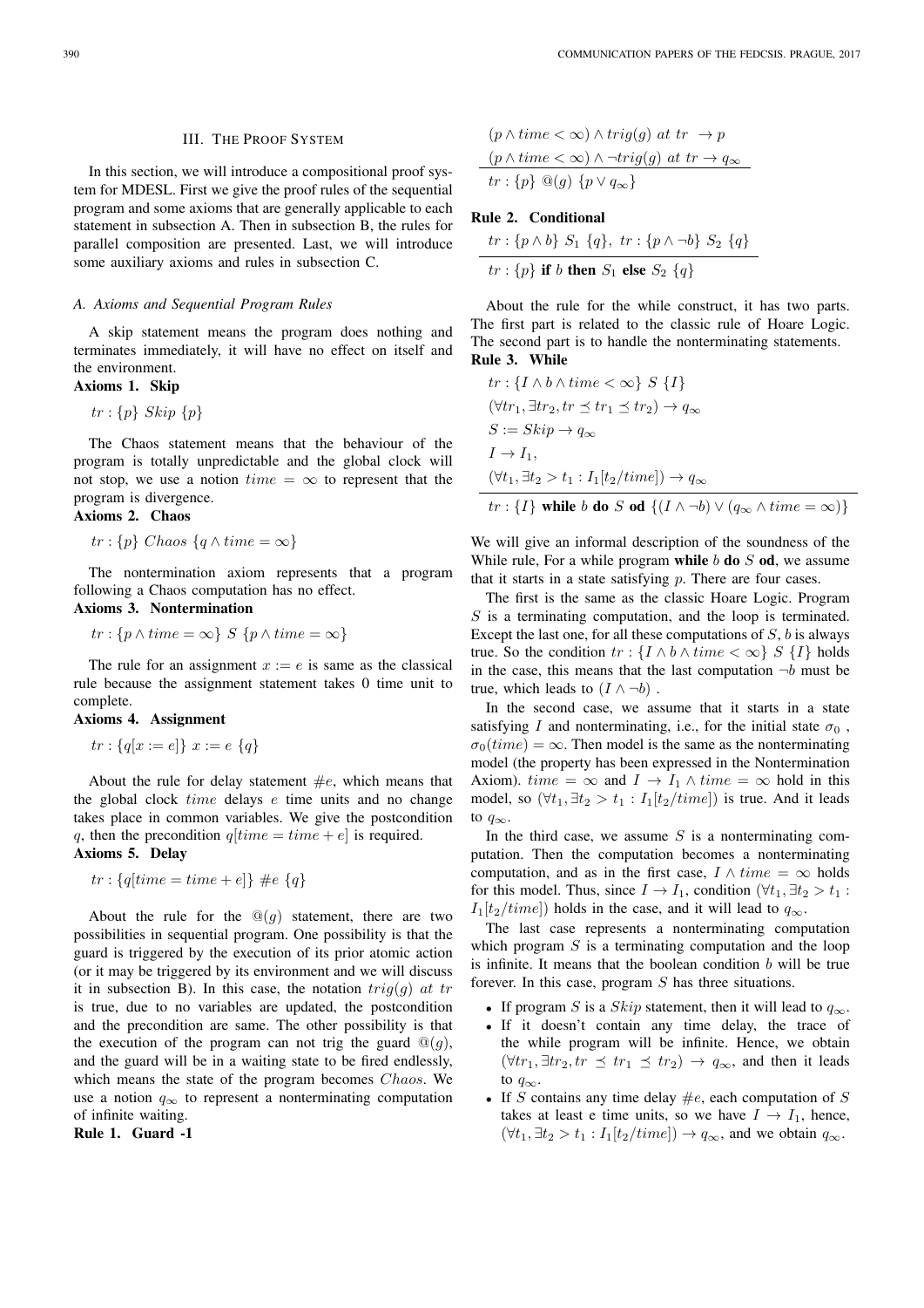## III. The Proof System

In this section, we will introduce a compositional proof system for MDESL. First we give the proof rules of the sequential program and some axioms that are generally applicable to each statement in subsection A. Then in subsection B, the rules for parallel composition are presented. Last, we will introduce some auxiliary axioms and rules in subsection C.

### A. Axioms and Sequential Program Rules

A skip statement means the program does nothing and terminates immediately, it will have no effect on itself and the environment.

**Axioms 1. Skip**

$$tr : \{p\}\ Skip\ \{p\}$$

The Chaos statement means that the behaviour of the program is totally unpredictable and the global clock will not stop, we use a notion $time = \infty$ to represent that the program is divergence.

**Axioms 2. Chaos**

$$tr : \{p\}\ Chaos\ \{q \wedge time = \infty\}$$

The nontermination axiom represents that a program following a Chaos computation has no effect.

**Axioms 3. Nontermination**

$$tr : \{p \wedge time = \infty\}\ S\ \{p \wedge time = \infty\}$$

The rule for an assignment $x := e$ is same as the classical rule because the assignment statement takes 0 time unit to complete.

**Axioms 4. Assignment**

$$tr : \{q[x := e]\}\ x := e\ \{q\}$$

About the rule for delay statement $\#e$, which means that the global clock $time$ delays $e$ time units and no change takes place in common variables. We give the postcondition $q$, then the precondition $q[time = time + e]$ is required.

**Axioms 5. Delay**

$$tr : \{q[time = time + e]\}\ \#e\ \{q\}$$

About the rule for the $@(g)$ statement, there are two possibilities in sequential program. One possibility is that the guard is triggered by the execution of its prior atomic action (or it may be triggered by its environment and we will discuss it in subsection B). In this case, the notation $trig(g)\ at\ tr$ is true, due to no variables are updated, the postcondition and the precondition are same. The other possibility is that the execution of the program can not trig the guard $@(g)$, and the guard will be in a waiting state to be fired endlessly, which means the state of the program becomes $Chaos$. We use a notion $q_\infty$ to represent a nonterminating computation of infinite waiting.

**Rule 1. Guard -1**

$$\frac{\begin{array}{l}(p \wedge time < \infty) \wedge trig(g)\ at\ tr\ \rightarrow p \\ (p \wedge time < \infty) \wedge \neg trig(g)\ at\ tr \rightarrow q_\infty\end{array}}{tr : \{p\}\ @(g)\ \{p \vee q_\infty\}}$$

**Rule 2. Conditional**

$$\frac{tr : \{p \wedge b\}\ S_1\ \{q\},\ tr : \{p \wedge \neg b\}\ S_2\ \{q\}}{tr : \{p\}\ \textbf{if}\ b\ \textbf{then}\ S_1\ \textbf{else}\ S_2\ \{q\}}$$

About the rule for the while construct, it has two parts. The first part is related to the classic rule of Hoare Logic. The second part is to handle the nonterminating statements.

**Rule 3. While**

$$\frac{\begin{array}{l}tr : \{I \wedge b \wedge time < \infty\}\ S\ \{I\} \\ (\forall tr_1, \exists tr_2, tr \preceq tr_1 \preceq tr_2) \rightarrow q_\infty \\ S := Skip \rightarrow q_\infty \\ I \rightarrow I_1, \\ (\forall t_1, \exists t_2 > t_1 : I_1[t_2/time]) \rightarrow q_\infty\end{array}}{tr : \{I\}\ \textbf{while}\ b\ \textbf{do}\ S\ \textbf{od}\ \{(I \wedge \neg b) \vee (q_\infty \wedge time = \infty)\}}$$

We will give an informal description of the soundness of the While rule, For a while program **while** $b$ **do** $S$ **od**, we assume that it starts in a state satisfying $p$. There are four cases.

The first is the same as the classic Hoare Logic. Program $S$ is a terminating computation, and the loop is terminated. Except the last one, for all these computations of $S$, $b$ is always true. So the condition $tr : \{I \wedge b \wedge time < \infty\}\ S\ \{I\}$ holds in the case, this means that the last computation $\neg b$ must be true, which leads to $(I \wedge \neg b)$ .

In the second case, we assume that it starts in a state satisfying $I$ and nonterminating, i.e., for the initial state $\sigma_0$ , $\sigma_0(time) = \infty$. Then model is the same as the nonterminating model (the property has been expressed in the Nontermination Axiom). $time = \infty$ and $I \rightarrow I_1 \wedge time = \infty$ hold in this model, so $(\forall t_1, \exists t_2 > t_1 : I_1[t_2/time])$ is true. And it leads to $q_\infty$.

In the third case, we assume $S$ is a nonterminating computation. Then the computation becomes a nonterminating computation, and as in the first case, $I \wedge time = \infty$ holds for this model. Thus, since $I \rightarrow I_1$, condition $(\forall t_1, \exists t_2 > t_1 : I_1[t_2/time])$ holds in the case, and it will lead to $q_\infty$.

The last case represents a nonterminating computation which program $S$ is a terminating computation and the loop is infinite. It means that the boolean condition $b$ will be true forever. In this case, program $S$ has three situations.

- If program $S$ is a $Skip$ statement, then it will lead to $q_\infty$.
- If it doesn't contain any time delay, the trace of the while program will be infinite. Hence, we obtain $(\forall tr_1, \exists tr_2, tr \preceq tr_1 \preceq tr_2) \rightarrow q_\infty$, and then it leads to $q_\infty$.
- If $S$ contains any time delay $\#e$, each computation of $S$ takes at least e time units, so we have $I \rightarrow I_1$, hence, $(\forall t_1, \exists t_2 > t_1 : I_1[t_2/time]) \rightarrow q_\infty$, and we obtain $q_\infty$.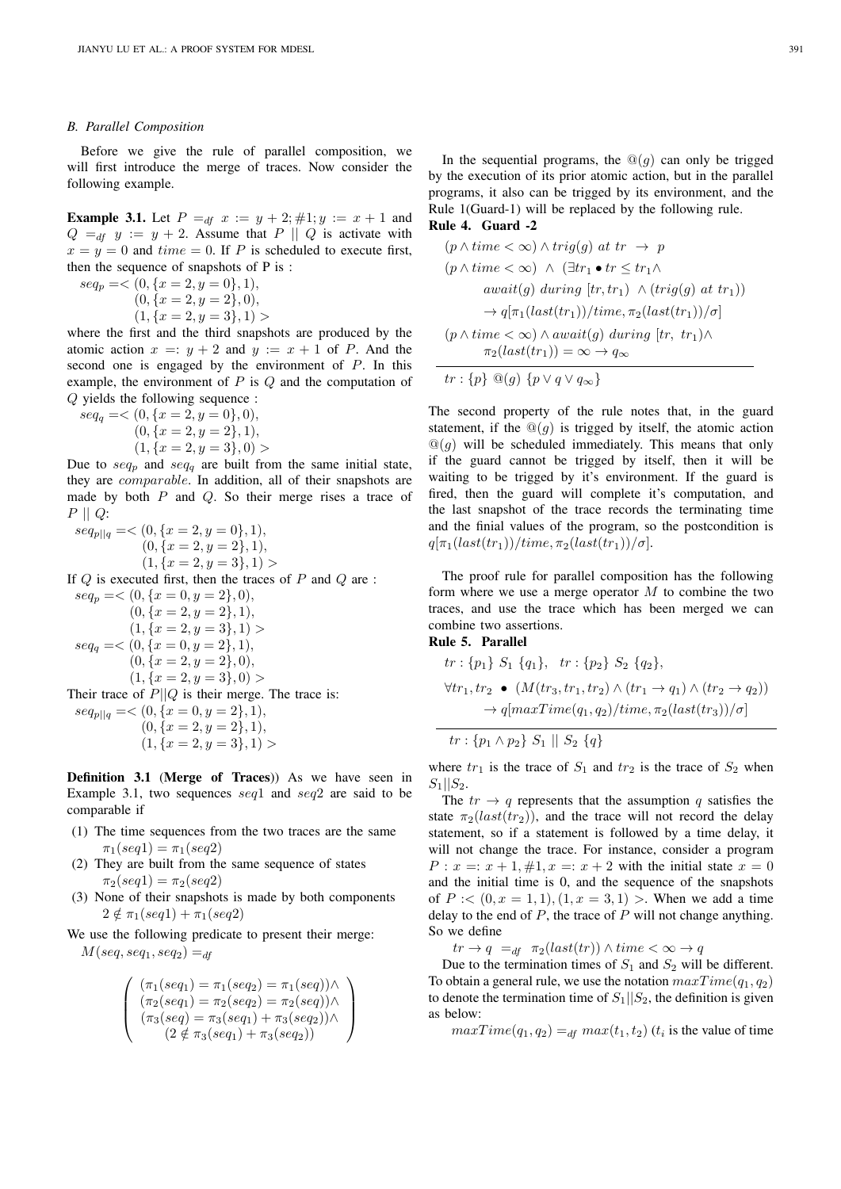### B. Parallel Composition

Before we give the rule of parallel composition, we will first introduce the merge of traces. Now consider the following example.

**Example 3.1.** Let $P =_{df} x := y+2; \#1; y := x+1$ and $Q =_{df} y := y+2$. Assume that $P \parallel Q$ is activate with $x = y = 0$ and $time = 0$. If P is scheduled to execute first, then the sequence of snapshots of P is :

$$seq_p =< (0, \{x=2, y=0\}, 1),$$
$$(0, \{x=2, y=2\}, 0),$$
$$(1, \{x=2, y=3\}, 1) >$$

where the first and the third snapshots are produced by the atomic action $x =: y+2$ and $y := x+1$ of $P$. And the second one is engaged by the environment of $P$. In this example, the environment of $P$ is $Q$ and the computation of $Q$ yields the following sequence :

$$seq_q =< (0, \{x=2, y=0\}, 0),$$
$$(0, \{x=2, y=2\}, 1),$$
$$(1, \{x=2, y=3\}, 0) >$$

Due to $seq_p$ and $seq_q$ are built from the same initial state, they are *comparable*. In addition, all of their snapshots are made by both $P$ and $Q$. So their merge rises a trace of $P \parallel Q$:

$$seq_{p||q} =< (0, \{x=2, y=0\}, 1),$$
$$(0, \{x=2, y=2\}, 1),$$
$$(1, \{x=2, y=3\}, 1) >$$

If $Q$ is executed first, then the traces of $P$ and $Q$ are :

$$seq_p =< (0, \{x=0, y=2\}, 0),$$
$$(0, \{x=2, y=2\}, 1),$$
$$(1, \{x=2, y=3\}, 1) >$$
$$seq_q =< (0, \{x=0, y=2\}, 1),$$
$$(0, \{x=2, y=2\}, 0),$$
$$(1, \{x=2, y=3\}, 0) >$$

Their trace of $P||Q$ is their merge. The trace is:

$$seq_{p||q} =< (0, \{x=0, y=2\}, 1),$$
$$(0, \{x=2, y=2\}, 1),$$
$$(1, \{x=2, y=3\}, 1) >$$

**Definition 3.1** (**Merge of Traces**)) As we have seen in Example 3.1, two sequences $seq1$ and $seq2$ are said to be comparable if

(1) The time sequences from the two traces are the same $\pi_1(seq1) = \pi_1(seq2)$

(2) They are built from the same sequence of states $\pi_2(seq1) = \pi_2(seq2)$

(3) None of their snapshots is made by both components $2 \notin \pi_1(seq1) + \pi_1(seq2)$

We use the following predicate to present their merge:

$M(seq, seq_1, seq_2) =_{df}$

$$\begin{pmatrix} (\pi_1(seq_1) = \pi_1(seq_2) = \pi_1(seq)) \wedge \\ (\pi_2(seq_1) = \pi_2(seq_2) = \pi_2(seq)) \wedge \\ (\pi_3(seq) = \pi_3(seq_1) + \pi_3(seq_2)) \wedge \\ (2 \notin \pi_3(seq_1) + \pi_3(seq_2)) \end{pmatrix}$$

In the sequential programs, the $@(g)$ can only be trigged by the execution of its prior atomic action, but in the parallel programs, it also can be trigged by its environment, and the Rule 1(Guard-1) will be replaced by the following rule.

**Rule 4. Guard -2**

$$\frac{\begin{array}{l} (p \wedge time < \infty) \wedge trig(g) \ at \ tr \ \rightarrow \ p \\ (p \wedge time < \infty) \ \wedge \ (\exists tr_1 \bullet tr \leq tr_1 \wedge \\ \quad await(g) \ during \ [tr, tr_1) \ \wedge (trig(g) \ at \ tr_1)) \\ \quad \rightarrow q[\pi_1(last(tr_1))/time, \pi_2(last(tr_1))/\sigma] \\ (p \wedge time < \infty) \wedge await(g) \ during \ [tr, \ tr_1) \wedge \\ \quad \pi_2(last(tr_1)) = \infty \rightarrow q_\infty \end{array}}{tr : \{p\} \ @(g) \ \{p \vee q \vee q_\infty\}}$$

The second property of the rule notes that, in the guard statement, if the $@(g)$ is trigged by itself, the atomic action $@(g)$ will be scheduled immediately. This means that only if the guard cannot be trigged by itself, then it will be waiting to be trigged by it's environment. If the guard is fired, then the guard will complete it's computation, and the last snapshot of the trace records the terminating time and the finial values of the program, so the postcondition is $q[\pi_1(last(tr_1))/time, \pi_2(last(tr_1))/\sigma]$.

The proof rule for parallel composition has the following form where we use a merge operator $M$ to combine the two traces, and use the trace which has been merged we can combine two assertions.

**Rule 5. Parallel**

$$\frac{\begin{array}{l} tr : \{p_1\} \ S_1 \ \{q_1\}, \quad tr : \{p_2\} \ S_2 \ \{q_2\}, \\ \forall tr_1, tr_2 \ \bullet \ (M(tr_3, tr_1, tr_2) \wedge (tr_1 \rightarrow q_1) \wedge (tr_2 \rightarrow q_2)) \\ \quad \rightarrow q[maxTime(q_1, q_2)/time, \pi_2(last(tr_3))/\sigma] \end{array}}{tr : \{p_1 \wedge p_2\} \ S_1 \ || \ S_2 \ \{q\}}$$

where $tr_1$ is the trace of $S_1$ and $tr_2$ is the trace of $S_2$ when $S_1||S_2$.

The $tr \rightarrow q$ represents that the assumption $q$ satisfies the state $\pi_2(last(tr_2))$, and the trace will not record the delay statement, so if a statement is followed by a time delay, it will not change the trace. For instance, consider a program $P : x =: x+1, \#1, x =: x+2$ with the initial state $x = 0$ and the initial time is 0, and the sequence of the snapshots of $P :< (0, x=1, 1), (1, x=3, 1) >$. When we add a time delay to the end of $P$, the trace of $P$ will not change anything. So we define

$$tr \rightarrow q \ =_{df} \ \pi_2(last(tr)) \wedge time < \infty \rightarrow q$$

Due to the termination times of $S_1$ and $S_2$ will be different. To obtain a general rule, we use the notation $maxTime(q_1, q_2)$ to denote the termination time of $S_1||S_2$, the definition is given as below:

$maxTime(q_1, q_2) =_{df} max(t_1, t_2)$ ($t_i$ is the value of time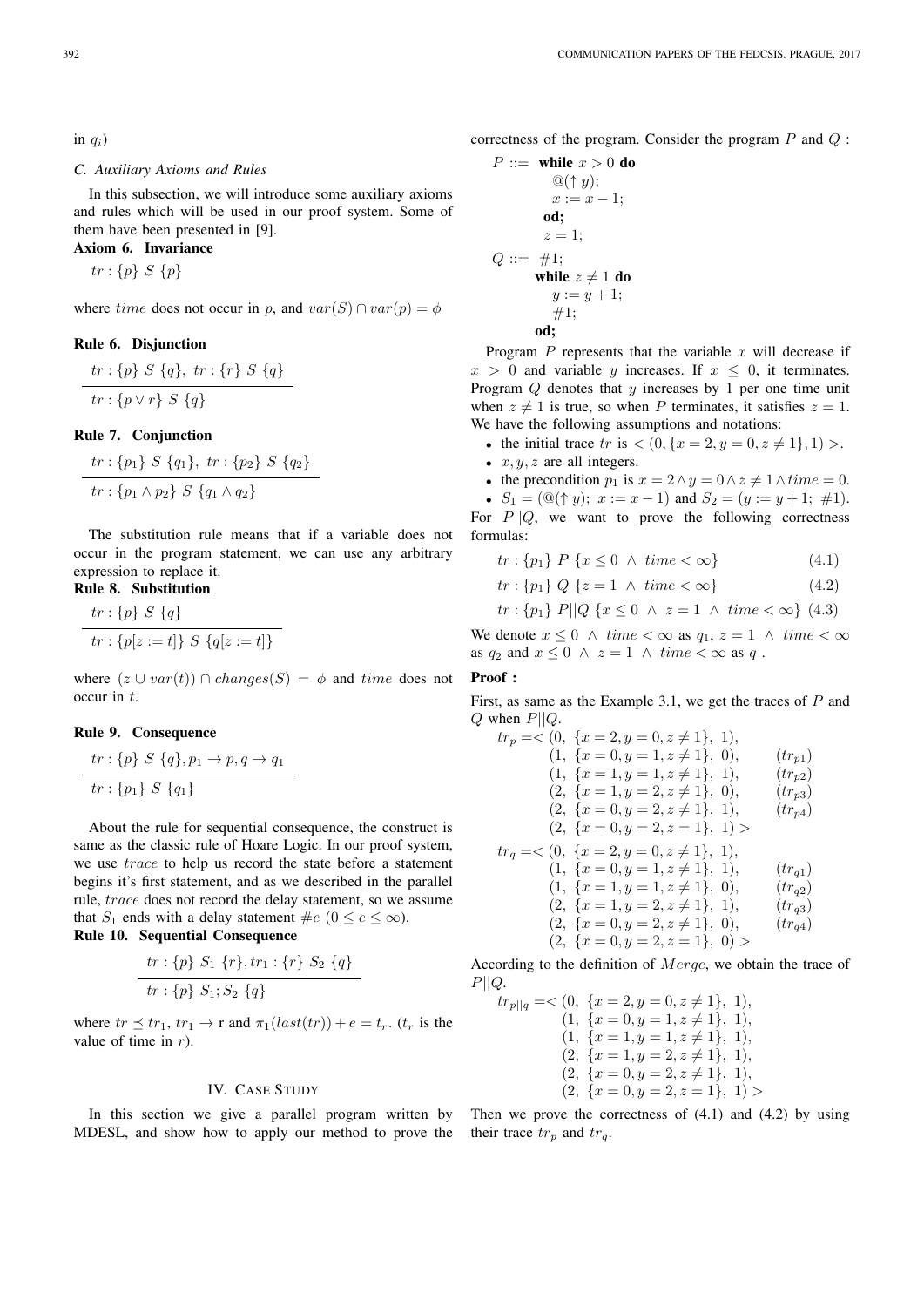in $q_i$)

### C. Auxiliary Axioms and Rules

In this subsection, we will introduce some auxiliary axioms and rules which will be used in our proof system. Some of them have been presented in [9].

**Axiom 6. Invariance**

$$tr : \{p\}\ S\ \{p\}$$

where $time$ does not occur in $p$, and $var(S) \cap var(p) = \phi$

**Rule 6. Disjunction**

$$\frac{tr : \{p\}\ S\ \{q\},\ tr : \{r\}\ S\ \{q\}}{tr : \{p \vee r\}\ S\ \{q\}}$$

**Rule 7. Conjunction**

$$\frac{tr : \{p_1\}\ S\ \{q_1\},\ tr : \{p_2\}\ S\ \{q_2\}}{tr : \{p_1 \wedge p_2\}\ S\ \{q_1 \wedge q_2\}}$$

The substitution rule means that if a variable does not occur in the program statement, we can use any arbitrary expression to replace it.

**Rule 8. Substitution**

$$\frac{tr : \{p\}\ S\ \{q\}}{tr : \{p[z := t]\}\ S\ \{q[z := t]\}}$$

where $(z \cup var(t)) \cap changes(S) = \phi$ and $time$ does not occur in $t$.

**Rule 9. Consequence**

$$\frac{tr : \{p\}\ S\ \{q\}, p_1 \to p, q \to q_1}{tr : \{p_1\}\ S\ \{q_1\}}$$

About the rule for sequential consequence, the construct is same as the classic rule of Hoare Logic. In our proof system, we use $trace$ to help us record the state before a statement begins it's first statement, and as we described in the parallel rule, $trace$ does not record the delay statement, so we assume that $S_1$ ends with a delay statement $\#e$ $(0 \leq e \leq \infty)$.

**Rule 10. Sequential Consequence**

$$\frac{tr : \{p\}\ S_1\ \{r\}, tr_1 : \{r\}\ S_2\ \{q\}}{tr : \{p\}\ S_1; S_2\ \{q\}}$$

where $tr \preceq tr_1$, $tr_1 \to$ r and $\pi_1(last(tr)) + e = t_r$. ($t_r$ is the value of time in $r$).

## IV. Case Study

In this section we give a parallel program written by MDESL, and show how to apply our method to prove the correctness of the program. Consider the program $P$ and $Q$ :

$$
\begin{aligned}
P ::= \ & \textbf{while } x > 0 \textbf{ do} \\
& \quad @(\uparrow y); \\
& \quad x := x - 1; \\
& \textbf{od;} \\
& z = 1; \\
Q ::= \ & \#1; \\
& \textbf{while } z \neq 1 \textbf{ do} \\
& \quad y := y + 1; \\
& \quad \#1; \\
& \textbf{od;}
\end{aligned}
$$

Program $P$ represents that the variable $x$ will decrease if $x > 0$ and variable $y$ increases. If $x \leq 0$, it terminates. Program $Q$ denotes that $y$ increases by 1 per one time unit when $z \neq 1$ is true, so when $P$ terminates, it satisfies $z = 1$. We have the following assumptions and notations:

- the initial trace $tr$ is $< (0, \{x = 2, y = 0, z \neq 1\}, 1) >$.
- $x, y, z$ are all integers.
- the precondition $p_1$ is $x = 2 \wedge y = 0 \wedge z \neq 1 \wedge time = 0$.
- $S_1 = (@(\uparrow y);\ x := x - 1)$ and $S_2 = (y := y + 1;\ \#1)$.

For $P||Q$, we want to prove the following correctness formulas:

$$tr : \{p_1\}\ P\ \{x \leq 0\ \wedge\ time < \infty\} \quad (4.1)$$

$$tr : \{p_1\}\ Q\ \{z = 1\ \wedge\ time < \infty\} \quad (4.2)$$

$$tr : \{p_1\}\ P||Q\ \{x \leq 0\ \wedge\ z = 1\ \wedge\ time < \infty\} \quad (4.3)$$

We denote $x \leq 0\ \wedge\ time < \infty$ as $q_1$, $z = 1\ \wedge\ time < \infty$ as $q_2$ and $x \leq 0\ \wedge\ z = 1\ \wedge\ time < \infty$ as $q$ .

**Proof :**

First, as same as the Example 3.1, we get the traces of $P$ and $Q$ when $P||Q$.

$$
\begin{aligned}
tr_p = < & (0,\ \{x = 2, y = 0, z \neq 1\},\ 1), & \\
& (1,\ \{x = 0, y = 1, z \neq 1\},\ 0), & (tr_{p1}) \\
& (1,\ \{x = 1, y = 1, z \neq 1\},\ 1), & (tr_{p2}) \\
& (2,\ \{x = 1, y = 2, z \neq 1\},\ 0), & (tr_{p3}) \\
& (2,\ \{x = 0, y = 2, z \neq 1\},\ 1), & (tr_{p4}) \\
& (2,\ \{x = 0, y = 2, z = 1\},\ 1) > &
\end{aligned}
$$

$$
\begin{aligned}
tr_q = < & (0,\ \{x = 2, y = 0, z \neq 1\},\ 1), & \\
& (1,\ \{x = 0, y = 1, z \neq 1\},\ 1), & (tr_{q1}) \\
& (1,\ \{x = 1, y = 1, z \neq 1\},\ 0), & (tr_{q2}) \\
& (2,\ \{x = 1, y = 2, z \neq 1\},\ 1), & (tr_{q3}) \\
& (2,\ \{x = 0, y = 2, z \neq 1\},\ 0), & (tr_{q4}) \\
& (2,\ \{x = 0, y = 2, z = 1\},\ 0) > &
\end{aligned}
$$

According to the definition of $Merge$, we obtain the trace of $P||Q$.

$$
\begin{aligned}
tr_{p||q} = < & (0,\ \{x = 2, y = 0, z \neq 1\},\ 1), \\
& (1,\ \{x = 0, y = 1, z \neq 1\},\ 1), \\
& (1,\ \{x = 1, y = 1, z \neq 1\},\ 1), \\
& (2,\ \{x = 1, y = 2, z \neq 1\},\ 1), \\
& (2,\ \{x = 0, y = 2, z \neq 1\},\ 1), \\
& (2,\ \{x = 0, y = 2, z = 1\},\ 1) >
\end{aligned}
$$

Then we prove the correctness of (4.1) and (4.2) by using their trace $tr_p$ and $tr_q$.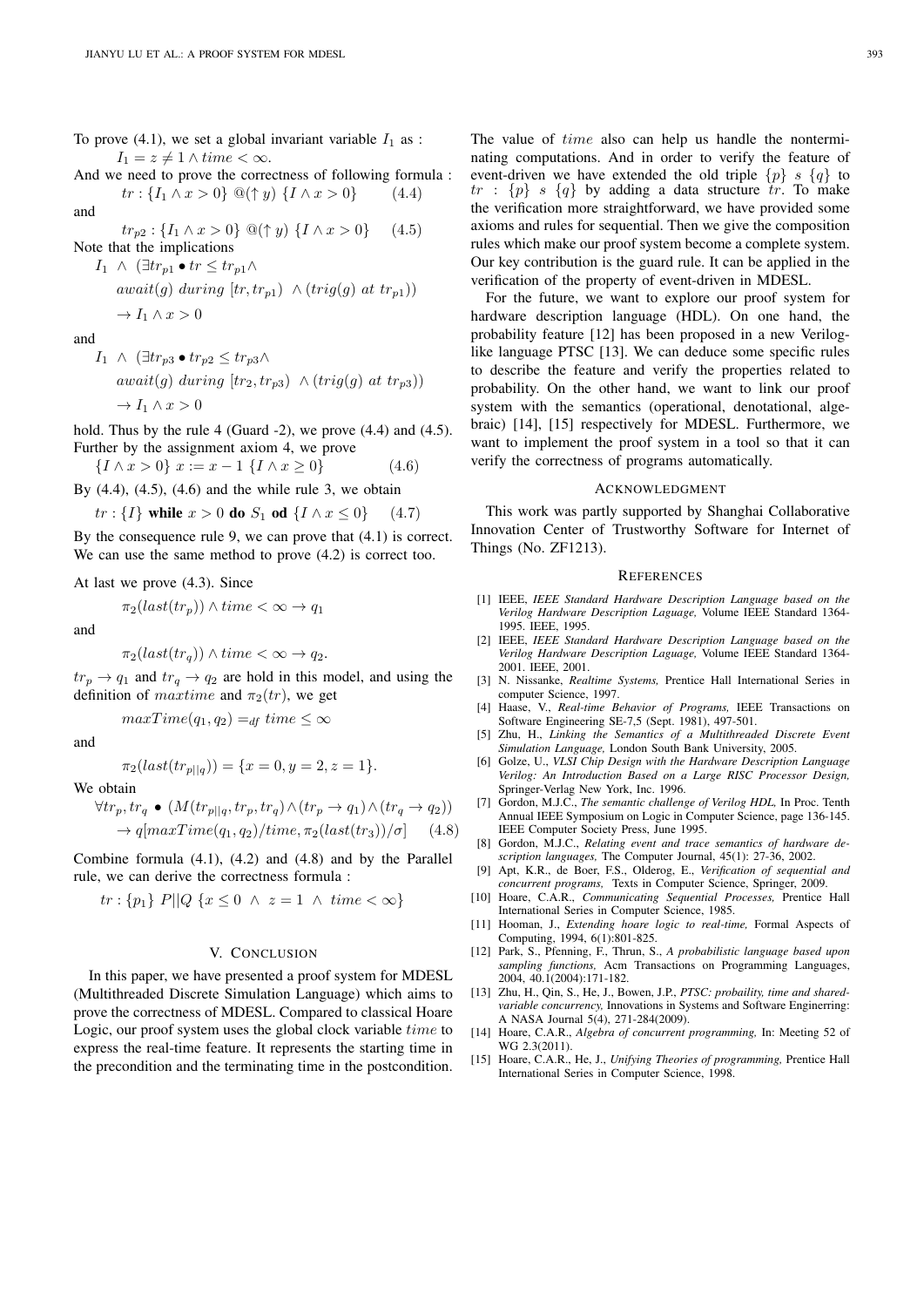To prove (4.1), we set a global invariant variable $I_1$ as :

$$I_1 = z \neq 1 \wedge time < \infty.$$

And we need to prove the correctness of following formula :

$$tr : \{I_1 \wedge x > 0\} \ @(\uparrow y) \ \{I \wedge x > 0\} \qquad (4.4)$$

and

$$tr_{p2} : \{I_1 \wedge x > 0\} \ @(\uparrow y) \ \{I \wedge x > 0\} \qquad (4.5)$$

Note that the implications

$$\begin{aligned} I_1 \ \wedge \ & (\exists tr_{p1} \bullet tr \leq tr_{p1} \wedge \\ & await(g) \ during \ [tr, tr_{p1}) \ \wedge (trig(g) \ at \ tr_{p1})) \\ & \rightarrow I_1 \wedge x > 0 \end{aligned}$$

and

$$\begin{aligned} I_1 \ \wedge \ & (\exists tr_{p3} \bullet tr_{p2} \leq tr_{p3} \wedge \\ & await(g) \ during \ [tr_2, tr_{p3}) \ \wedge (trig(g) \ at \ tr_{p3})) \\ & \rightarrow I_1 \wedge x > 0 \end{aligned}$$

hold. Thus by the rule 4 (Guard -2), we prove (4.4) and (4.5). Further by the assignment axiom 4, we prove

$$\{I \wedge x > 0\} \ x := x - 1 \ \{I \wedge x \geq 0\} \qquad (4.6)$$

By (4.4), (4.5), (4.6) and the while rule 3, we obtain

$$tr : \{I\} \ \textbf{while} \ x > 0 \ \textbf{do} \ S_1 \ \textbf{od} \ \{I \wedge x \leq 0\} \qquad (4.7)$$

By the consequence rule 9, we can prove that (4.1) is correct. We can use the same method to prove (4.2) is correct too.

At last we prove (4.3). Since

$$\pi_2(last(tr_p)) \wedge time < \infty \rightarrow q_1$$

and

$$\pi_2(last(tr_q)) \wedge time < \infty \rightarrow q_2.$$

$tr_p \rightarrow q_1$ and $tr_q \rightarrow q_2$ are hold in this model, and using the definition of $maxtime$ and $\pi_2(tr)$, we get

$$maxTime(q_1, q_2) =_{df} time \leq \infty$$

and

$$\pi_2(last(tr_{p||q})) = \{x = 0, y = 2, z = 1\}.$$

We obtain

$$\begin{aligned} \forall tr_p, tr_q \ \bullet \ & (M(tr_{p||q}, tr_p, tr_q) \wedge (tr_p \rightarrow q_1) \wedge (tr_q \rightarrow q_2)) \\ & \rightarrow q[maxTime(q_1, q_2)/time, \pi_2(last(tr_3))/\sigma] \qquad (4.8) \end{aligned}$$

Combine formula (4.1), (4.2) and (4.8) and by the Parallel rule, we can derive the correctness formula :

$$tr : \{p_1\} \ P||Q \ \{x \leq 0 \ \wedge \ z = 1 \ \wedge \ time < \infty\}$$

## V. Conclusion

In this paper, we have presented a proof system for MDESL (Multithreaded Discrete Simulation Language) which aims to prove the correctness of MDESL. Compared to classical Hoare Logic, our proof system uses the global clock variable $time$ to express the real-time feature. It represents the starting time in the precondition and the terminating time in the postcondition. The value of $time$ also can help us handle the nonterminating computations. And in order to verify the feature of event-driven we have extended the old triple $\{p\} \ s \ \{q\}$ to $tr : \{p\} \ s \ \{q\}$ by adding a data structure $tr$. To make the verification more straightforward, we have provided some axioms and rules for sequential. Then we give the composition rules which make our proof system become a complete system. Our key contribution is the guard rule. It can be applied in the verification of the property of event-driven in MDESL.

For the future, we want to explore our proof system for hardware description language (HDL). On one hand, the probability feature [12] has been proposed in a new Verilog-like language PTSC [13]. We can deduce some specific rules to describe the feature and verify the properties related to probability. On the other hand, we want to link our proof system with the semantics (operational, denotational, algebraic) [14], [15] respectively for MDESL. Furthermore, we want to implement the proof system in a tool so that it can verify the correctness of programs automatically.

## Acknowledgment

This work was partly supported by Shanghai Collaborative Innovation Center of Trustworthy Software for Internet of Things (No. ZF1213).

## References

[1] IEEE, *IEEE Standard Hardware Description Language based on the Verilog Hardware Description Laguage,* Volume IEEE Standard 1364-1995. IEEE, 1995.

[2] IEEE, *IEEE Standard Hardware Description Language based on the Verilog Hardware Description Laguage,* Volume IEEE Standard 1364-2001. IEEE, 2001.

[3] N. Nissanke, *Realtime Systems,* Prentice Hall International Series in computer Science, 1997.

[4] Haase, V., *Real-time Behavior of Programs,* IEEE Transactions on Software Engineering SE-7,5 (Sept. 1981), 497-501.

[5] Zhu, H., *Linking the Semantics of a Multithreaded Discrete Event Simulation Language,* London South Bank University, 2005.

[6] Golze, U., *VLSI Chip Design with the Hardware Description Language Verilog: An Introduction Based on a Large RISC Processor Design,* Springer-Verlag New York, Inc. 1996.

[7] Gordon, M.J.C., *The semantic challenge of Verilog HDL,* In Proc. Tenth Annual IEEE Symposium on Logic in Computer Science, page 136-145. IEEE Computer Society Press, June 1995.

[8] Gordon, M.J.C., *Relating event and trace semantics of hardware description languages,* The Computer Journal, 45(1): 27-36, 2002.

[9] Apt, K.R., de Boer, F.S., Olderog, E., *Verification of sequential and concurrent programs,* Texts in Computer Science, Springer, 2009.

[10] Hoare, C.A.R., *Communicating Sequential Processes,* Prentice Hall International Series in Computer Science, 1985.

[11] Hooman, J., *Extending hoare logic to real-time,* Formal Aspects of Computing, 1994, 6(1):801-825.

[12] Park, S., Pfenning, F., Thrun, S., *A probabilistic language based upon sampling functions,* Acm Transactions on Programming Languages, 2004, 40.1(2004):171-182.

[13] Zhu, H., Qin, S., He, J., Bowen, J.P., *PTSC: probaility, time and shared-variable concurrency,* Innovations in Systems and Software Enginerring: A NASA Journal 5(4), 271-284(2009).

[14] Hoare, C.A.R., *Algebra of concurrent programming,* In: Meeting 52 of WG 2.3(2011).

[15] Hoare, C.A.R., He, J., *Unifying Theories of programming,* Prentice Hall International Series in Computer Science, 1998.